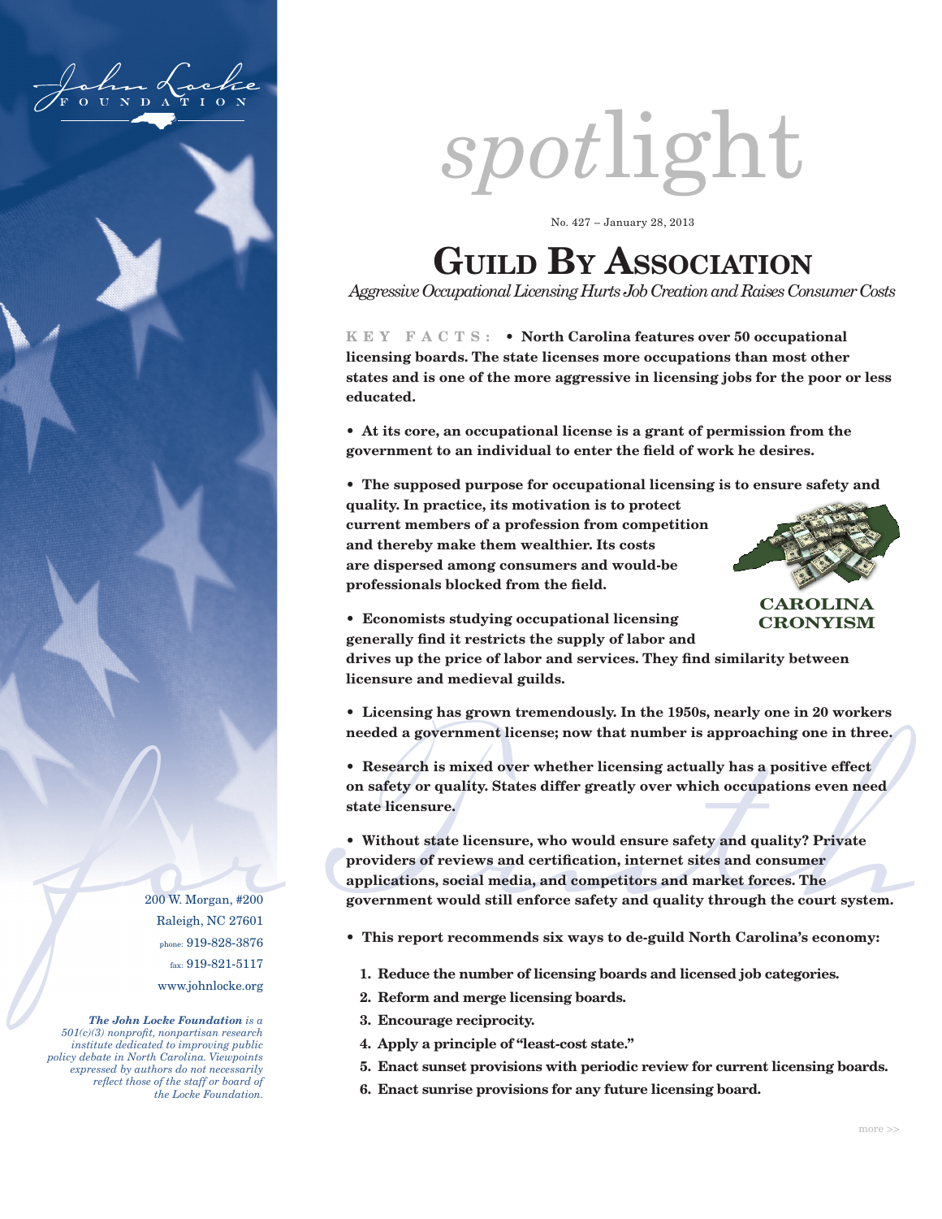John Locke Foundation

# spotlight

No. 427 – January 28, 2013

# GUILD BY ASSOCIATION

*Aggressive Occupational Licensing Hurts Job Creation and Raises Consumer Costs*

**KEY FACTS:** • **North Carolina features over 50 occupational licensing boards. The state licenses more occupations than most other states and is one of the more aggressive in licensing jobs for the poor or less educated.**

• **At its core, an occupational license is a grant of permission from the government to an individual to enter the field of work he desires.**

• **The supposed purpose for occupational licensing is to ensure safety and quality. In practice, its motivation is to protect current members of a profession from competition and thereby make them wealthier. Its costs are dispersed among consumers and would-be professionals blocked from the field.**

**CAROLINA CRONYISM**

• **Economists studying occupational licensing generally find it restricts the supply of labor and drives up the price of labor and services. They find similarity between licensure and medieval guilds.**

• **Licensing has grown tremendously. In the 1950s, nearly one in 20 workers needed a government license; now that number is approaching one in three.**

• **Research is mixed over whether licensing actually has a positive effect on safety or quality. States differ greatly over which occupations even need state licensure.**

• **Without state licensure, who would ensure safety and quality? Private providers of reviews and certification, internet sites and consumer applications, social media, and competitors and market forces. The government would still enforce safety and quality through the court system.**

• **This report recommends six ways to de-guild North Carolina's economy:**

1. **Reduce the number of licensing boards and licensed job categories.**
2. **Reform and merge licensing boards.**
3. **Encourage reciprocity.**
4. **Apply a principle of "least-cost state."**
5. **Enact sunset provisions with periodic review for current licensing boards.**
6. **Enact sunrise provisions for any future licensing board.**

200 W. Morgan, #200
Raleigh, NC 27601
phone: 919-828-3876
fax: 919-821-5117
www.johnlocke.org

***The John Locke Foundation** is a 501(c)(3) nonprofit, nonpartisan research institute dedicated to improving public policy debate in North Carolina. Viewpoints expressed by authors do not necessarily reflect those of the staff or board of the Locke Foundation.*

more >>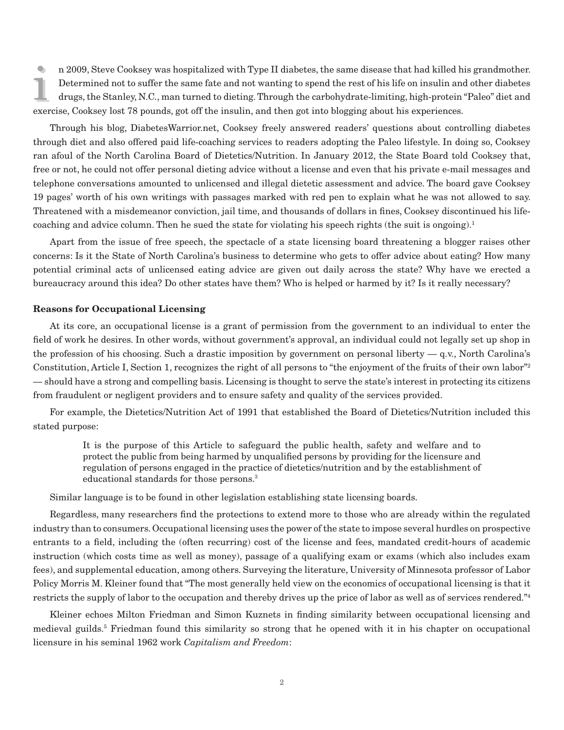In 2009, Steve Cooksey was hospitalized with Type II diabetes, the same disease that had killed his grandmother. Determined not to suffer the same fate and not wanting to spend the rest of his life on insulin and other diabetes drugs, the Stanley, N.C., man turned to dieting. Through the carbohydrate-limiting, high-protein "Paleo" diet and exercise, Cooksey lost 78 pounds, got off the insulin, and then got into blogging about his experiences.

Through his blog, DiabetesWarrior.net, Cooksey freely answered readers' questions about controlling diabetes through diet and also offered paid life-coaching services to readers adopting the Paleo lifestyle. In doing so, Cooksey ran afoul of the North Carolina Board of Dietetics/Nutrition. In January 2012, the State Board told Cooksey that, free or not, he could not offer personal dieting advice without a license and even that his private e-mail messages and telephone conversations amounted to unlicensed and illegal dietetic assessment and advice. The board gave Cooksey 19 pages' worth of his own writings with passages marked with red pen to explain what he was not allowed to say. Threatened with a misdemeanor conviction, jail time, and thousands of dollars in fines, Cooksey discontinued his life-coaching and advice column. Then he sued the state for violating his speech rights (the suit is ongoing).[1]

Apart from the issue of free speech, the spectacle of a state licensing board threatening a blogger raises other concerns: Is it the State of North Carolina's business to determine who gets to offer advice about eating? How many potential criminal acts of unlicensed eating advice are given out daily across the state? Why have we erected a bureaucracy around this idea? Do other states have them? Who is helped or harmed by it? Is it really necessary?

**Reasons for Occupational Licensing**

At its core, an occupational license is a grant of permission from the government to an individual to enter the field of work he desires. In other words, without government's approval, an individual could not legally set up shop in the profession of his choosing. Such a drastic imposition by government on personal liberty — q.v., North Carolina's Constitution, Article I, Section 1, recognizes the right of all persons to "the enjoyment of the fruits of their own labor"[2] — should have a strong and compelling basis. Licensing is thought to serve the state's interest in protecting its citizens from fraudulent or negligent providers and to ensure safety and quality of the services provided.

For example, the Dietetics/Nutrition Act of 1991 that established the Board of Dietetics/Nutrition included this stated purpose:

> It is the purpose of this Article to safeguard the public health, safety and welfare and to protect the public from being harmed by unqualified persons by providing for the licensure and regulation of persons engaged in the practice of dietetics/nutrition and by the establishment of educational standards for those persons.[3]

Similar language is to be found in other legislation establishing state licensing boards.

Regardless, many researchers find the protections to extend more to those who are already within the regulated industry than to consumers. Occupational licensing uses the power of the state to impose several hurdles on prospective entrants to a field, including the (often recurring) cost of the license and fees, mandated credit-hours of academic instruction (which costs time as well as money), passage of a qualifying exam or exams (which also includes exam fees), and supplemental education, among others. Surveying the literature, University of Minnesota professor of Labor Policy Morris M. Kleiner found that "The most generally held view on the economics of occupational licensing is that it restricts the supply of labor to the occupation and thereby drives up the price of labor as well as of services rendered."[4]

Kleiner echoes Milton Friedman and Simon Kuznets in finding similarity between occupational licensing and medieval guilds.[5] Friedman found this similarity so strong that he opened with it in his chapter on occupational licensure in his seminal 1962 work *Capitalism and Freedom*: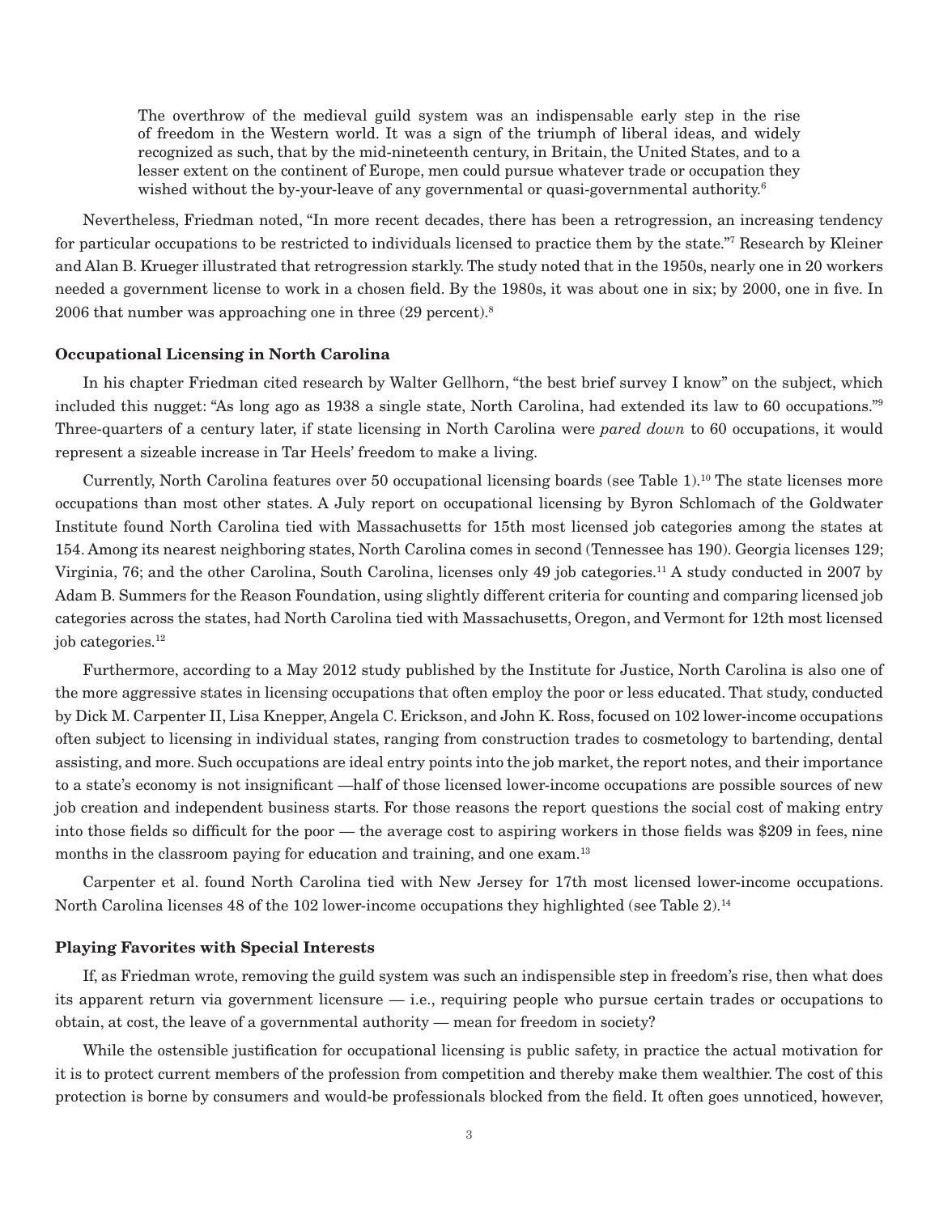> The overthrow of the medieval guild system was an indispensable early step in the rise of freedom in the Western world. It was a sign of the triumph of liberal ideas, and widely recognized as such, that by the mid-nineteenth century, in Britain, the United States, and to a lesser extent on the continent of Europe, men could pursue whatever trade or occupation they wished without the by-your-leave of any governmental or quasi-governmental authority.[6]

Nevertheless, Friedman noted, "In more recent decades, there has been a retrogression, an increasing tendency for particular occupations to be restricted to individuals licensed to practice them by the state."[7] Research by Kleiner and Alan B. Krueger illustrated that retrogression starkly. The study noted that in the 1950s, nearly one in 20 workers needed a government license to work in a chosen field. By the 1980s, it was about one in six; by 2000, one in five. In 2006 that number was approaching one in three (29 percent).[8]

### Occupational Licensing in North Carolina

In his chapter Friedman cited research by Walter Gellhorn, "the best brief survey I know" on the subject, which included this nugget: "As long ago as 1938 a single state, North Carolina, had extended its law to 60 occupations."[9] Three-quarters of a century later, if state licensing in North Carolina were *pared down* to 60 occupations, it would represent a sizeable increase in Tar Heels' freedom to make a living.

Currently, North Carolina features over 50 occupational licensing boards (see Table 1).[10] The state licenses more occupations than most other states. A July report on occupational licensing by Byron Schlomach of the Goldwater Institute found North Carolina tied with Massachusetts for 15th most licensed job categories among the states at 154. Among its nearest neighboring states, North Carolina comes in second (Tennessee has 190). Georgia licenses 129; Virginia, 76; and the other Carolina, South Carolina, licenses only 49 job categories.[11] A study conducted in 2007 by Adam B. Summers for the Reason Foundation, using slightly different criteria for counting and comparing licensed job categories across the states, had North Carolina tied with Massachusetts, Oregon, and Vermont for 12th most licensed job categories.[12]

Furthermore, according to a May 2012 study published by the Institute for Justice, North Carolina is also one of the more aggressive states in licensing occupations that often employ the poor or less educated. That study, conducted by Dick M. Carpenter II, Lisa Knepper, Angela C. Erickson, and John K. Ross, focused on 102 lower-income occupations often subject to licensing in individual states, ranging from construction trades to cosmetology to bartending, dental assisting, and more. Such occupations are ideal entry points into the job market, the report notes, and their importance to a state's economy is not insignificant —half of those licensed lower-income occupations are possible sources of new job creation and independent business starts. For those reasons the report questions the social cost of making entry into those fields so difficult for the poor — the average cost to aspiring workers in those fields was $209 in fees, nine months in the classroom paying for education and training, and one exam.[13]

Carpenter et al. found North Carolina tied with New Jersey for 17th most licensed lower-income occupations. North Carolina licenses 48 of the 102 lower-income occupations they highlighted (see Table 2).[14]

### Playing Favorites with Special Interests

If, as Friedman wrote, removing the guild system was such an indispensible step in freedom's rise, then what does its apparent return via government licensure — i.e., requiring people who pursue certain trades or occupations to obtain, at cost, the leave of a governmental authority — mean for freedom in society?

While the ostensible justification for occupational licensing is public safety, in practice the actual motivation for it is to protect current members of the profession from competition and thereby make them wealthier. The cost of this protection is borne by consumers and would-be professionals blocked from the field. It often goes unnoticed, however,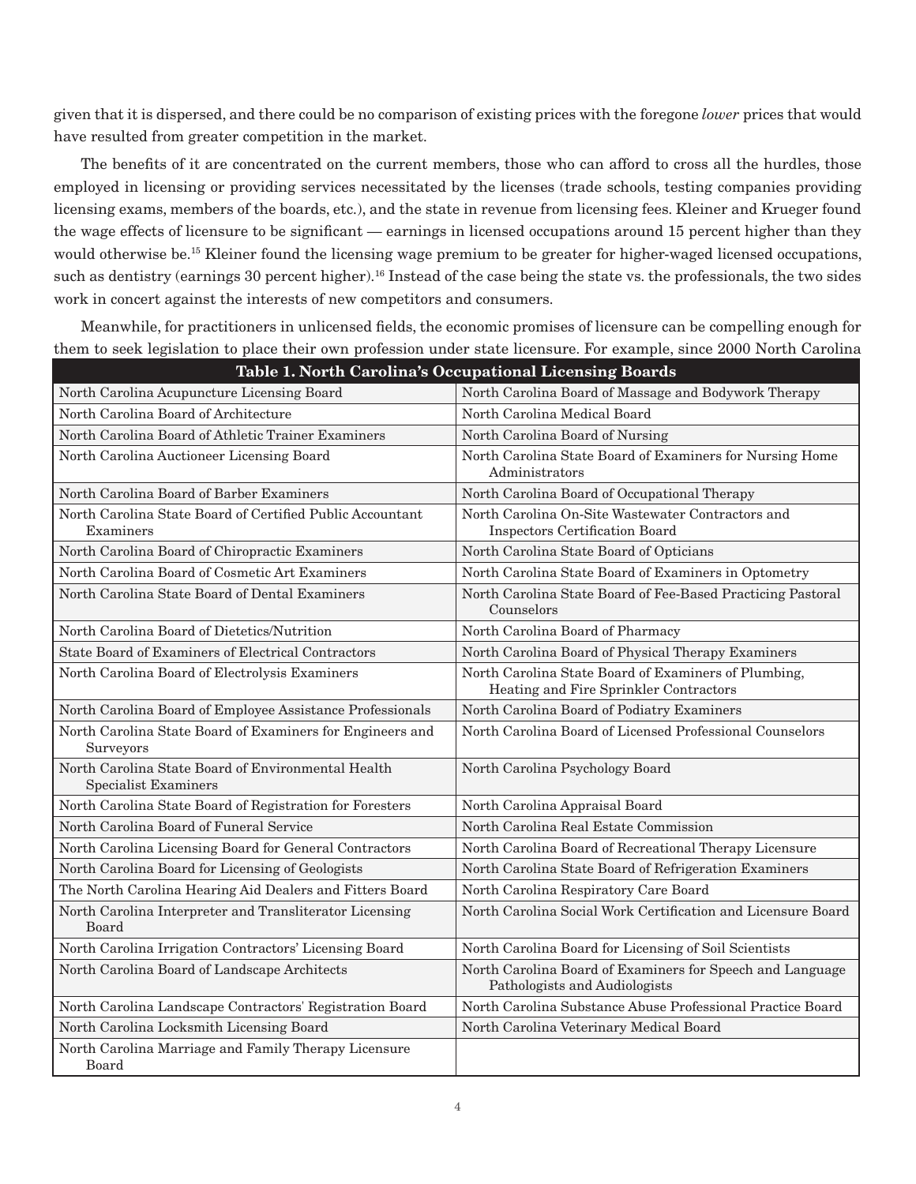given that it is dispersed, and there could be no comparison of existing prices with the foregone *lower* prices that would have resulted from greater competition in the market.

The benefits of it are concentrated on the current members, those who can afford to cross all the hurdles, those employed in licensing or providing services necessitated by the licenses (trade schools, testing companies providing licensing exams, members of the boards, etc.), and the state in revenue from licensing fees. Kleiner and Krueger found the wage effects of licensure to be significant — earnings in licensed occupations around 15 percent higher than they would otherwise be.[15] Kleiner found the licensing wage premium to be greater for higher-waged licensed occupations, such as dentistry (earnings 30 percent higher).[16] Instead of the case being the state vs. the professionals, the two sides work in concert against the interests of new competitors and consumers.

Meanwhile, for practitioners in unlicensed fields, the economic promises of licensure can be compelling enough for them to seek legislation to place their own profession under state licensure. For example, since 2000 North Carolina

**Table 1. North Carolina's Occupational Licensing Boards**

| | |
|---|---|
| North Carolina Acupuncture Licensing Board | North Carolina Board of Massage and Bodywork Therapy |
| North Carolina Board of Architecture | North Carolina Medical Board |
| North Carolina Board of Athletic Trainer Examiners | North Carolina Board of Nursing |
| North Carolina Auctioneer Licensing Board | North Carolina State Board of Examiners for Nursing Home Administrators |
| North Carolina Board of Barber Examiners | North Carolina Board of Occupational Therapy |
| North Carolina State Board of Certified Public Accountant Examiners | North Carolina On-Site Wastewater Contractors and Inspectors Certification Board |
| North Carolina Board of Chiropractic Examiners | North Carolina State Board of Opticians |
| North Carolina Board of Cosmetic Art Examiners | North Carolina State Board of Examiners in Optometry |
| North Carolina State Board of Dental Examiners | North Carolina State Board of Fee-Based Practicing Pastoral Counselors |
| North Carolina Board of Dietetics/Nutrition | North Carolina Board of Pharmacy |
| State Board of Examiners of Electrical Contractors | North Carolina Board of Physical Therapy Examiners |
| North Carolina Board of Electrolysis Examiners | North Carolina State Board of Examiners of Plumbing, Heating and Fire Sprinkler Contractors |
| North Carolina Board of Employee Assistance Professionals | North Carolina Board of Podiatry Examiners |
| North Carolina State Board of Examiners for Engineers and Surveyors | North Carolina Board of Licensed Professional Counselors |
| North Carolina State Board of Environmental Health Specialist Examiners | North Carolina Psychology Board |
| North Carolina State Board of Registration for Foresters | North Carolina Appraisal Board |
| North Carolina Board of Funeral Service | North Carolina Real Estate Commission |
| North Carolina Licensing Board for General Contractors | North Carolina Board of Recreational Therapy Licensure |
| North Carolina Board for Licensing of Geologists | North Carolina State Board of Refrigeration Examiners |
| The North Carolina Hearing Aid Dealers and Fitters Board | North Carolina Respiratory Care Board |
| North Carolina Interpreter and Transliterator Licensing Board | North Carolina Social Work Certification and Licensure Board |
| North Carolina Irrigation Contractors' Licensing Board | North Carolina Board for Licensing of Soil Scientists |
| North Carolina Board of Landscape Architects | North Carolina Board of Examiners for Speech and Language Pathologists and Audiologists |
| North Carolina Landscape Contractors' Registration Board | North Carolina Substance Abuse Professional Practice Board |
| North Carolina Locksmith Licensing Board | North Carolina Veterinary Medical Board |
| North Carolina Marriage and Family Therapy Licensure Board | |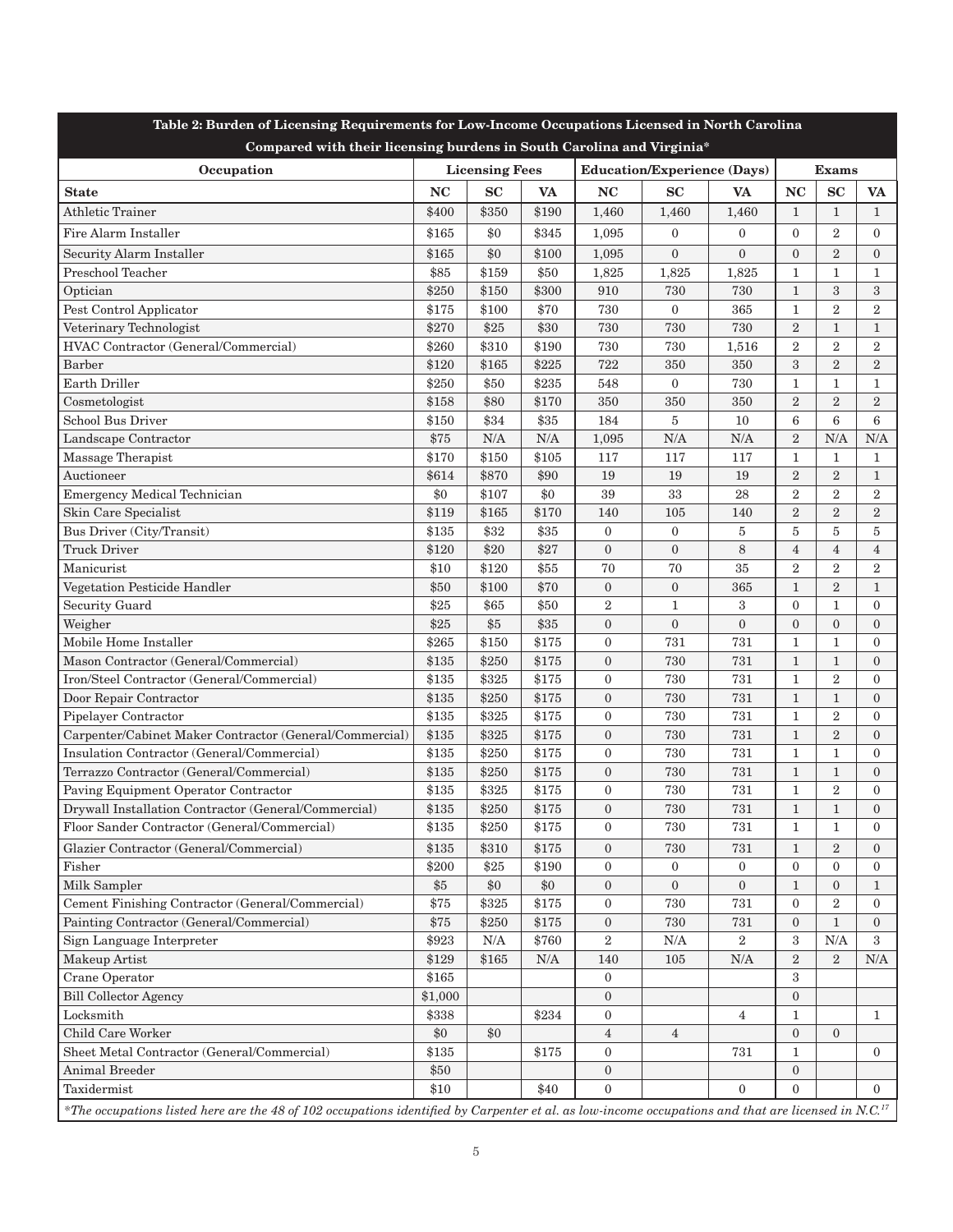**Table 2: Burden of Licensing Requirements for Low-Income Occupations Licensed in North Carolina Compared with their licensing burdens in South Carolina and Virginia***

| Occupation | Licensing Fees | | | Education/Experience (Days) | | | Exams | | |
|---|---|---|---|---|---|---|---|---|---|
| **State** | **NC** | **SC** | **VA** | **NC** | **SC** | **VA** | **NC** | **SC** | **VA** |
| Athletic Trainer | $400 | $350 | $190 | 1,460 | 1,460 | 1,460 | 1 | 1 | 1 |
| Fire Alarm Installer | $165 | $0 | $345 | 1,095 | 0 | 0 | 0 | 2 | 0 |
| Security Alarm Installer | $165 | $0 | $100 | 1,095 | 0 | 0 | 0 | 2 | 0 |
| Preschool Teacher | $85 | $159 | $50 | 1,825 | 1,825 | 1,825 | 1 | 1 | 1 |
| Optician | $250 | $150 | $300 | 910 | 730 | 730 | 1 | 3 | 3 |
| Pest Control Applicator | $175 | $100 | $70 | 730 | 0 | 365 | 1 | 2 | 2 |
| Veterinary Technologist | $270 | $25 | $30 | 730 | 730 | 730 | 2 | 1 | 1 |
| HVAC Contractor (General/Commercial) | $260 | $310 | $190 | 730 | 730 | 1,516 | 2 | 2 | 2 |
| Barber | $120 | $165 | $225 | 722 | 350 | 350 | 3 | 2 | 2 |
| Earth Driller | $250 | $50 | $235 | 548 | 0 | 730 | 1 | 1 | 1 |
| Cosmetologist | $158 | $80 | $170 | 350 | 350 | 350 | 2 | 2 | 2 |
| School Bus Driver | $150 | $34 | $35 | 184 | 5 | 10 | 6 | 6 | 6 |
| Landscape Contractor | $75 | N/A | N/A | 1,095 | N/A | N/A | 2 | N/A | N/A |
| Massage Therapist | $170 | $150 | $105 | 117 | 117 | 117 | 1 | 1 | 1 |
| Auctioneer | $614 | $870 | $90 | 19 | 19 | 19 | 2 | 2 | 1 |
| Emergency Medical Technician | $0 | $107 | $0 | 39 | 33 | 28 | 2 | 2 | 2 |
| Skin Care Specialist | $119 | $165 | $170 | 140 | 105 | 140 | 2 | 2 | 2 |
| Bus Driver (City/Transit) | $135 | $32 | $35 | 0 | 0 | 5 | 5 | 5 | 5 |
| Truck Driver | $120 | $20 | $27 | 0 | 0 | 8 | 4 | 4 | 4 |
| Manicurist | $10 | $120 | $55 | 70 | 70 | 35 | 2 | 2 | 2 |
| Vegetation Pesticide Handler | $50 | $100 | $70 | 0 | 0 | 365 | 1 | 2 | 1 |
| Security Guard | $25 | $65 | $50 | 2 | 1 | 3 | 0 | 1 | 0 |
| Weigher | $25 | $5 | $35 | 0 | 0 | 0 | 0 | 0 | 0 |
| Mobile Home Installer | $265 | $150 | $175 | 0 | 731 | 731 | 1 | 1 | 0 |
| Mason Contractor (General/Commercial) | $135 | $250 | $175 | 0 | 730 | 731 | 1 | 1 | 0 |
| Iron/Steel Contractor (General/Commercial) | $135 | $325 | $175 | 0 | 730 | 731 | 1 | 2 | 0 |
| Door Repair Contractor | $135 | $250 | $175 | 0 | 730 | 731 | 1 | 1 | 0 |
| Pipelayer Contractor | $135 | $325 | $175 | 0 | 730 | 731 | 1 | 2 | 0 |
| Carpenter/Cabinet Maker Contractor (General/Commercial) | $135 | $325 | $175 | 0 | 730 | 731 | 1 | 2 | 0 |
| Insulation Contractor (General/Commercial) | $135 | $250 | $175 | 0 | 730 | 731 | 1 | 1 | 0 |
| Terrazzo Contractor (General/Commercial) | $135 | $250 | $175 | 0 | 730 | 731 | 1 | 1 | 0 |
| Paving Equipment Operator Contractor | $135 | $325 | $175 | 0 | 730 | 731 | 1 | 2 | 0 |
| Drywall Installation Contractor (General/Commercial) | $135 | $250 | $175 | 0 | 730 | 731 | 1 | 1 | 0 |
| Floor Sander Contractor (General/Commercial) | $135 | $250 | $175 | 0 | 730 | 731 | 1 | 1 | 0 |
| Glazier Contractor (General/Commercial) | $135 | $310 | $175 | 0 | 730 | 731 | 1 | 2 | 0 |
| Fisher | $200 | $25 | $190 | 0 | 0 | 0 | 0 | 0 | 0 |
| Milk Sampler | $5 | $0 | $0 | 0 | 0 | 0 | 1 | 0 | 1 |
| Cement Finishing Contractor (General/Commercial) | $75 | $325 | $175 | 0 | 730 | 731 | 0 | 2 | 0 |
| Painting Contractor (General/Commercial) | $75 | $250 | $175 | 0 | 730 | 731 | 0 | 1 | 0 |
| Sign Language Interpreter | $923 | N/A | $760 | 2 | N/A | 2 | 3 | N/A | 3 |
| Makeup Artist | $129 | $165 | N/A | 140 | 105 | N/A | 2 | 2 | N/A |
| Crane Operator | $165 | | | 0 | | | 3 | | |
| Bill Collector Agency | $1,000 | | | 0 | | | 0 | | |
| Locksmith | $338 | | $234 | 0 | | 4 | 1 | | 1 |
| Child Care Worker | $0 | $0 | | 4 | 4 | | 0 | 0 | |
| Sheet Metal Contractor (General/Commercial) | $135 | | $175 | 0 | | 731 | 1 | | 0 |
| Animal Breeder | $50 | | | 0 | | | 0 | | |
| Taxidermist | $10 | | $40 | 0 | | 0 | 0 | | 0 |

**The occupations listed here are the 48 of 102 occupations identified by Carpenter et al. as low-income occupations and that are licensed in N.C.[17]*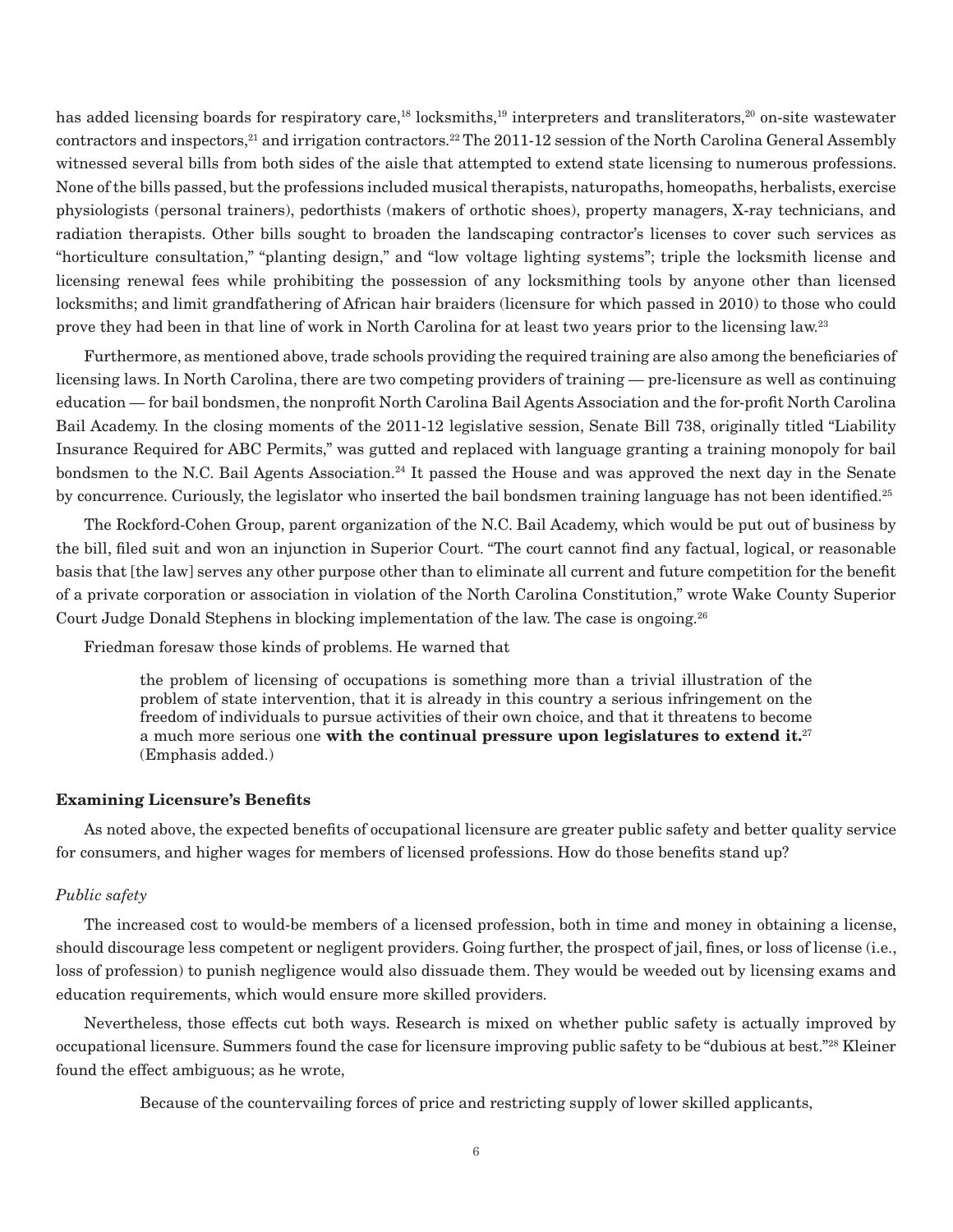has added licensing boards for respiratory care,[18] locksmiths,[19] interpreters and transliterators,[20] on-site wastewater contractors and inspectors,[21] and irrigation contractors.[22] The 2011-12 session of the North Carolina General Assembly witnessed several bills from both sides of the aisle that attempted to extend state licensing to numerous professions. None of the bills passed, but the professions included musical therapists, naturopaths, homeopaths, herbalists, exercise physiologists (personal trainers), pedorthists (makers of orthotic shoes), property managers, X-ray technicians, and radiation therapists. Other bills sought to broaden the landscaping contractor's licenses to cover such services as "horticulture consultation," "planting design," and "low voltage lighting systems"; triple the locksmith license and licensing renewal fees while prohibiting the possession of any locksmithing tools by anyone other than licensed locksmiths; and limit grandfathering of African hair braiders (licensure for which passed in 2010) to those who could prove they had been in that line of work in North Carolina for at least two years prior to the licensing law.[23]

Furthermore, as mentioned above, trade schools providing the required training are also among the beneficiaries of licensing laws. In North Carolina, there are two competing providers of training — pre-licensure as well as continuing education — for bail bondsmen, the nonprofit North Carolina Bail Agents Association and the for-profit North Carolina Bail Academy. In the closing moments of the 2011-12 legislative session, Senate Bill 738, originally titled "Liability Insurance Required for ABC Permits," was gutted and replaced with language granting a training monopoly for bail bondsmen to the N.C. Bail Agents Association.[24] It passed the House and was approved the next day in the Senate by concurrence. Curiously, the legislator who inserted the bail bondsmen training language has not been identified.[25]

The Rockford-Cohen Group, parent organization of the N.C. Bail Academy, which would be put out of business by the bill, filed suit and won an injunction in Superior Court. "The court cannot find any factual, logical, or reasonable basis that [the law] serves any other purpose other than to eliminate all current and future competition for the benefit of a private corporation or association in violation of the North Carolina Constitution," wrote Wake County Superior Court Judge Donald Stephens in blocking implementation of the law. The case is ongoing.[26]

Friedman foresaw those kinds of problems. He warned that

> the problem of licensing of occupations is something more than a trivial illustration of the problem of state intervention, that it is already in this country a serious infringement on the freedom of individuals to pursue activities of their own choice, and that it threatens to become a much more serious one **with the continual pressure upon legislatures to extend it.**[27] (Emphasis added.)

### Examining Licensure's Benefits

As noted above, the expected benefits of occupational licensure are greater public safety and better quality service for consumers, and higher wages for members of licensed professions. How do those benefits stand up?

*Public safety*

The increased cost to would-be members of a licensed profession, both in time and money in obtaining a license, should discourage less competent or negligent providers. Going further, the prospect of jail, fines, or loss of license (i.e., loss of profession) to punish negligence would also dissuade them. They would be weeded out by licensing exams and education requirements, which would ensure more skilled providers.

Nevertheless, those effects cut both ways. Research is mixed on whether public safety is actually improved by occupational licensure. Summers found the case for licensure improving public safety to be "dubious at best."[28] Kleiner found the effect ambiguous; as he wrote,

> Because of the countervailing forces of price and restricting supply of lower skilled applicants,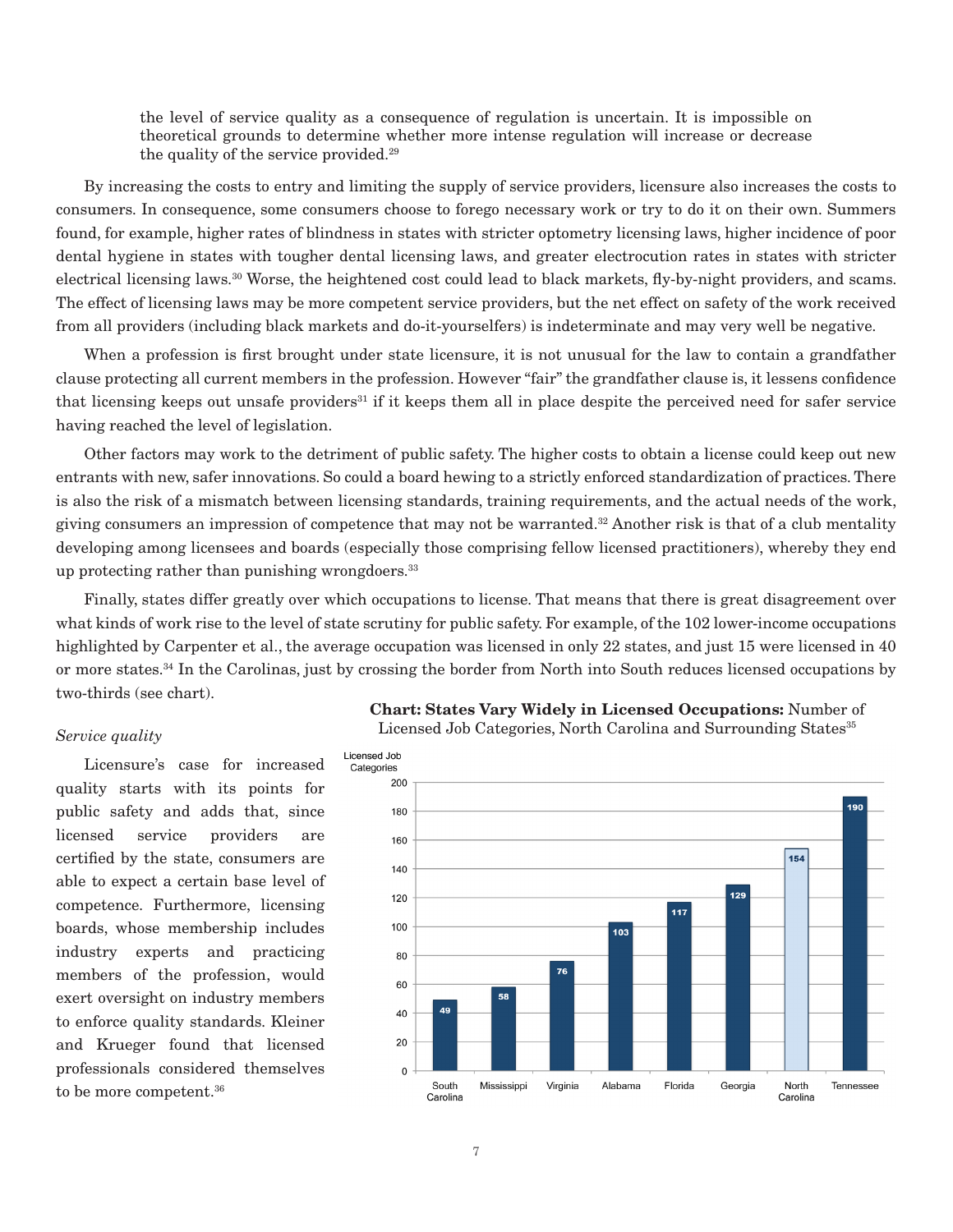> the level of service quality as a consequence of regulation is uncertain. It is impossible on theoretical grounds to determine whether more intense regulation will increase or decrease the quality of the service provided.[29]

By increasing the costs to entry and limiting the supply of service providers, licensure also increases the costs to consumers. In consequence, some consumers choose to forego necessary work or try to do it on their own. Summers found, for example, higher rates of blindness in states with stricter optometry licensing laws, higher incidence of poor dental hygiene in states with tougher dental licensing laws, and greater electrocution rates in states with stricter electrical licensing laws.[30] Worse, the heightened cost could lead to black markets, fly-by-night providers, and scams. The effect of licensing laws may be more competent service providers, but the net effect on safety of the work received from all providers (including black markets and do-it-yourselfers) is indeterminate and may very well be negative.

When a profession is first brought under state licensure, it is not unusual for the law to contain a grandfather clause protecting all current members in the profession. However "fair" the grandfather clause is, it lessens confidence that licensing keeps out unsafe providers[31] if it keeps them all in place despite the perceived need for safer service having reached the level of legislation.

Other factors may work to the detriment of public safety. The higher costs to obtain a license could keep out new entrants with new, safer innovations. So could a board hewing to a strictly enforced standardization of practices. There is also the risk of a mismatch between licensing standards, training requirements, and the actual needs of the work, giving consumers an impression of competence that may not be warranted.[32] Another risk is that of a club mentality developing among licensees and boards (especially those comprising fellow licensed practitioners), whereby they end up protecting rather than punishing wrongdoers.[33]

Finally, states differ greatly over which occupations to license. That means that there is great disagreement over what kinds of work rise to the level of state scrutiny for public safety. For example, of the 102 lower-income occupations highlighted by Carpenter et al., the average occupation was licensed in only 22 states, and just 15 were licensed in 40 or more states.[34] In the Carolinas, just by crossing the border from North into South reduces licensed occupations by two-thirds (see chart).

**Chart: States Vary Widely in Licensed Occupations:** Number of Licensed Job Categories, North Carolina and Surrounding States[35]

| State | Licensed Job Categories |
|---|---|
| South Carolina | 49 |
| Mississippi | 58 |
| Virginia | 76 |
| Alabama | 103 |
| Florida | 117 |
| Georgia | 129 |
| North Carolina | 154 |
| Tennessee | 190 |

*Service quality*

Licensure's case for increased quality starts with its points for public safety and adds that, since licensed service providers are certified by the state, consumers are able to expect a certain base level of competence. Furthermore, licensing boards, whose membership includes industry experts and practicing members of the profession, would exert oversight on industry members to enforce quality standards. Kleiner and Krueger found that licensed professionals considered themselves to be more competent.[36]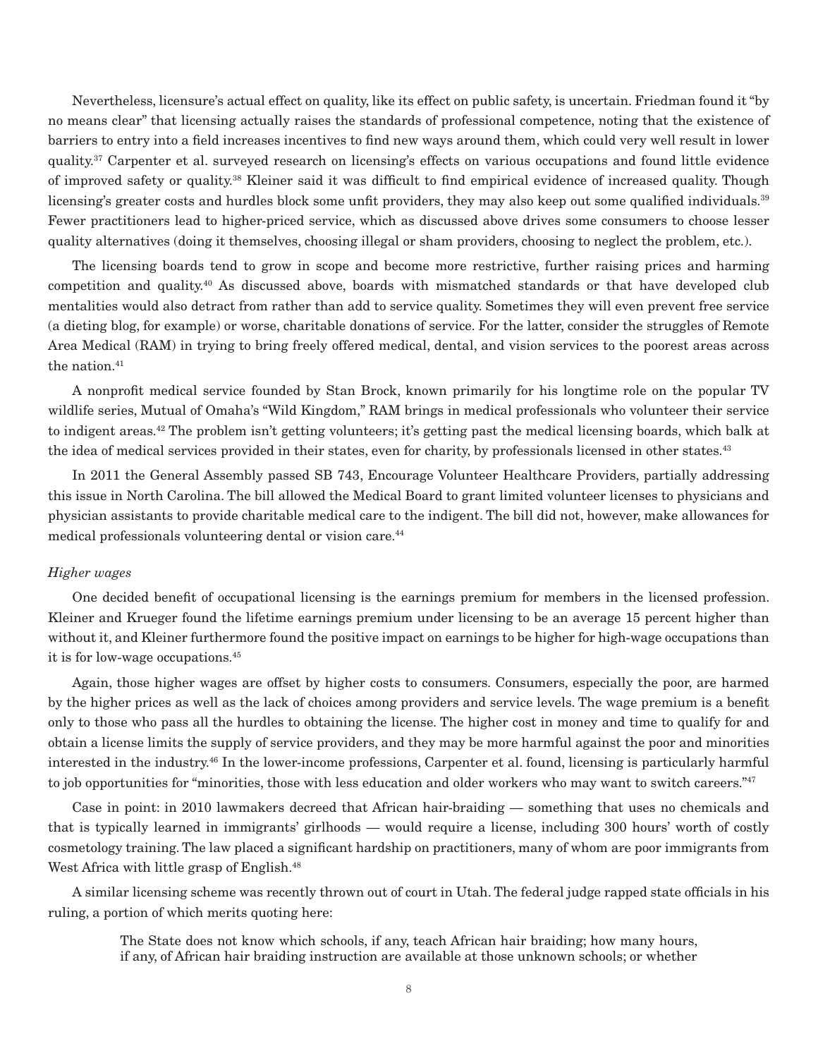Nevertheless, licensure's actual effect on quality, like its effect on public safety, is uncertain. Friedman found it "by no means clear" that licensing actually raises the standards of professional competence, noting that the existence of barriers to entry into a field increases incentives to find new ways around them, which could very well result in lower quality.[37] Carpenter et al. surveyed research on licensing's effects on various occupations and found little evidence of improved safety or quality.[38] Kleiner said it was difficult to find empirical evidence of increased quality. Though licensing's greater costs and hurdles block some unfit providers, they may also keep out some qualified individuals.[39] Fewer practitioners lead to higher-priced service, which as discussed above drives some consumers to choose lesser quality alternatives (doing it themselves, choosing illegal or sham providers, choosing to neglect the problem, etc.).

The licensing boards tend to grow in scope and become more restrictive, further raising prices and harming competition and quality.[40] As discussed above, boards with mismatched standards or that have developed club mentalities would also detract from rather than add to service quality. Sometimes they will even prevent free service (a dieting blog, for example) or worse, charitable donations of service. For the latter, consider the struggles of Remote Area Medical (RAM) in trying to bring freely offered medical, dental, and vision services to the poorest areas across the nation.[41]

A nonprofit medical service founded by Stan Brock, known primarily for his longtime role on the popular TV wildlife series, Mutual of Omaha's "Wild Kingdom," RAM brings in medical professionals who volunteer their service to indigent areas.[42] The problem isn't getting volunteers; it's getting past the medical licensing boards, which balk at the idea of medical services provided in their states, even for charity, by professionals licensed in other states.[43]

In 2011 the General Assembly passed SB 743, Encourage Volunteer Healthcare Providers, partially addressing this issue in North Carolina. The bill allowed the Medical Board to grant limited volunteer licenses to physicians and physician assistants to provide charitable medical care to the indigent. The bill did not, however, make allowances for medical professionals volunteering dental or vision care.[44]

*Higher wages*

One decided benefit of occupational licensing is the earnings premium for members in the licensed profession. Kleiner and Krueger found the lifetime earnings premium under licensing to be an average 15 percent higher than without it, and Kleiner furthermore found the positive impact on earnings to be higher for high-wage occupations than it is for low-wage occupations.[45]

Again, those higher wages are offset by higher costs to consumers. Consumers, especially the poor, are harmed by the higher prices as well as the lack of choices among providers and service levels. The wage premium is a benefit only to those who pass all the hurdles to obtaining the license. The higher cost in money and time to qualify for and obtain a license limits the supply of service providers, and they may be more harmful against the poor and minorities interested in the industry.[46] In the lower-income professions, Carpenter et al. found, licensing is particularly harmful to job opportunities for "minorities, those with less education and older workers who may want to switch careers."[47]

Case in point: in 2010 lawmakers decreed that African hair-braiding — something that uses no chemicals and that is typically learned in immigrants' girlhoods — would require a license, including 300 hours' worth of costly cosmetology training. The law placed a significant hardship on practitioners, many of whom are poor immigrants from West Africa with little grasp of English.[48]

A similar licensing scheme was recently thrown out of court in Utah. The federal judge rapped state officials in his ruling, a portion of which merits quoting here:

> The State does not know which schools, if any, teach African hair braiding; how many hours, if any, of African hair braiding instruction are available at those unknown schools; or whether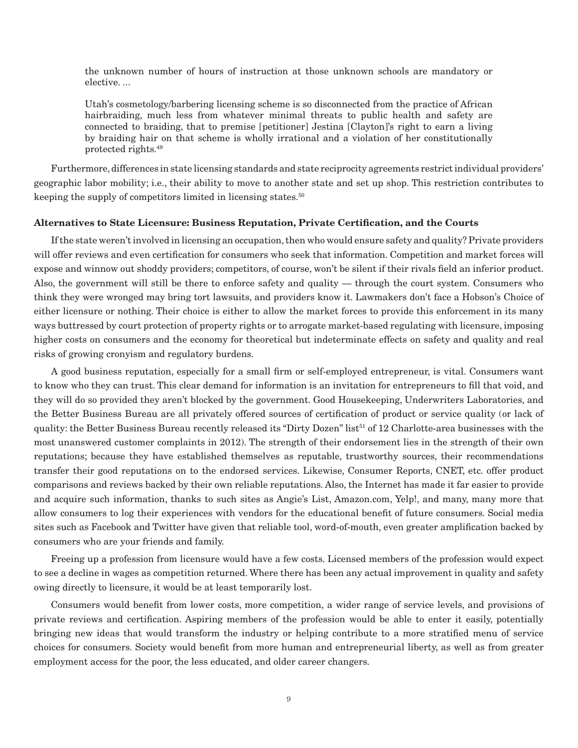> the unknown number of hours of instruction at those unknown schools are mandatory or elective. ...
>
> Utah's cosmetology/barbering licensing scheme is so disconnected from the practice of African hairbraiding, much less from whatever minimal threats to public health and safety are connected to braiding, that to premise [petitioner] Jestina [Clayton]'s right to earn a living by braiding hair on that scheme is wholly irrational and a violation of her constitutionally protected rights.[49]

Furthermore, differences in state licensing standards and state reciprocity agreements restrict individual providers' geographic labor mobility; i.e., their ability to move to another state and set up shop. This restriction contributes to keeping the supply of competitors limited in licensing states.[50]

**Alternatives to State Licensure: Business Reputation, Private Certification, and the Courts**

If the state weren't involved in licensing an occupation, then who would ensure safety and quality? Private providers will offer reviews and even certification for consumers who seek that information. Competition and market forces will expose and winnow out shoddy providers; competitors, of course, won't be silent if their rivals field an inferior product. Also, the government will still be there to enforce safety and quality — through the court system. Consumers who think they were wronged may bring tort lawsuits, and providers know it. Lawmakers don't face a Hobson's Choice of either licensure or nothing. Their choice is either to allow the market forces to provide this enforcement in its many ways buttressed by court protection of property rights or to arrogate market-based regulating with licensure, imposing higher costs on consumers and the economy for theoretical but indeterminate effects on safety and quality and real risks of growing cronyism and regulatory burdens.

A good business reputation, especially for a small firm or self-employed entrepreneur, is vital. Consumers want to know who they can trust. This clear demand for information is an invitation for entrepreneurs to fill that void, and they will do so provided they aren't blocked by the government. Good Housekeeping, Underwriters Laboratories, and the Better Business Bureau are all privately offered sources of certification of product or service quality (or lack of quality: the Better Business Bureau recently released its "Dirty Dozen" list[51] of 12 Charlotte-area businesses with the most unanswered customer complaints in 2012). The strength of their endorsement lies in the strength of their own reputations; because they have established themselves as reputable, trustworthy sources, their recommendations transfer their good reputations on to the endorsed services. Likewise, Consumer Reports, CNET, etc. offer product comparisons and reviews backed by their own reliable reputations. Also, the Internet has made it far easier to provide and acquire such information, thanks to such sites as Angie's List, Amazon.com, Yelp!, and many, many more that allow consumers to log their experiences with vendors for the educational benefit of future consumers. Social media sites such as Facebook and Twitter have given that reliable tool, word-of-mouth, even greater amplification backed by consumers who are your friends and family.

Freeing up a profession from licensure would have a few costs. Licensed members of the profession would expect to see a decline in wages as competition returned. Where there has been any actual improvement in quality and safety owing directly to licensure, it would be at least temporarily lost.

Consumers would benefit from lower costs, more competition, a wider range of service levels, and provisions of private reviews and certification. Aspiring members of the profession would be able to enter it easily, potentially bringing new ideas that would transform the industry or helping contribute to a more stratified menu of service choices for consumers. Society would benefit from more human and entrepreneurial liberty, as well as from greater employment access for the poor, the less educated, and older career changers.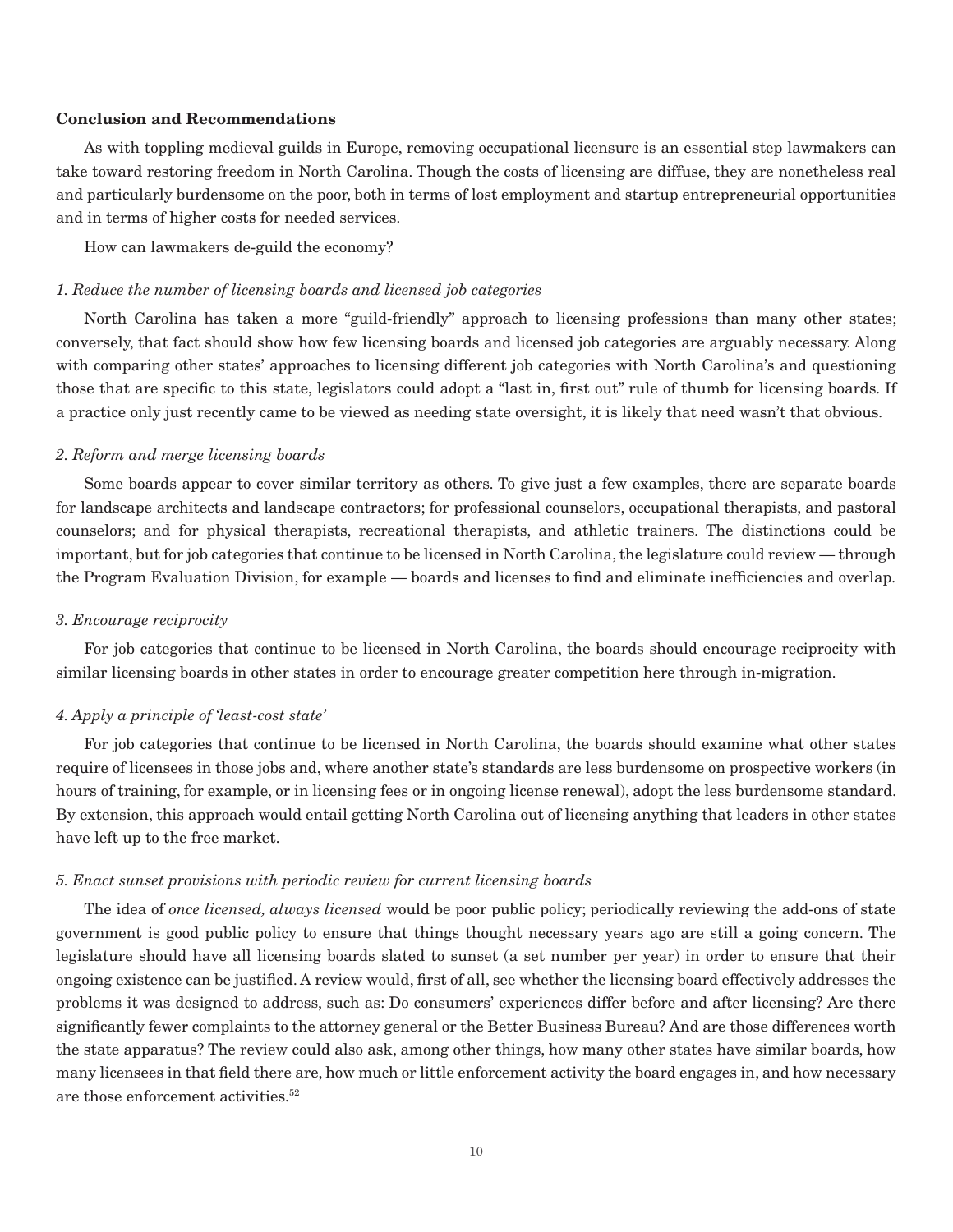**Conclusion and Recommendations**

As with toppling medieval guilds in Europe, removing occupational licensure is an essential step lawmakers can take toward restoring freedom in North Carolina. Though the costs of licensing are diffuse, they are nonetheless real and particularly burdensome on the poor, both in terms of lost employment and startup entrepreneurial opportunities and in terms of higher costs for needed services.

How can lawmakers de-guild the economy?

*1. Reduce the number of licensing boards and licensed job categories*

North Carolina has taken a more "guild-friendly" approach to licensing professions than many other states; conversely, that fact should show how few licensing boards and licensed job categories are arguably necessary. Along with comparing other states' approaches to licensing different job categories with North Carolina's and questioning those that are specific to this state, legislators could adopt a "last in, first out" rule of thumb for licensing boards. If a practice only just recently came to be viewed as needing state oversight, it is likely that need wasn't that obvious.

*2. Reform and merge licensing boards*

Some boards appear to cover similar territory as others. To give just a few examples, there are separate boards for landscape architects and landscape contractors; for professional counselors, occupational therapists, and pastoral counselors; and for physical therapists, recreational therapists, and athletic trainers. The distinctions could be important, but for job categories that continue to be licensed in North Carolina, the legislature could review — through the Program Evaluation Division, for example — boards and licenses to find and eliminate inefficiencies and overlap.

*3. Encourage reciprocity*

For job categories that continue to be licensed in North Carolina, the boards should encourage reciprocity with similar licensing boards in other states in order to encourage greater competition here through in-migration.

*4. Apply a principle of 'least-cost state'*

For job categories that continue to be licensed in North Carolina, the boards should examine what other states require of licensees in those jobs and, where another state's standards are less burdensome on prospective workers (in hours of training, for example, or in licensing fees or in ongoing license renewal), adopt the less burdensome standard. By extension, this approach would entail getting North Carolina out of licensing anything that leaders in other states have left up to the free market.

*5. Enact sunset provisions with periodic review for current licensing boards*

The idea of *once licensed, always licensed* would be poor public policy; periodically reviewing the add-ons of state government is good public policy to ensure that things thought necessary years ago are still a going concern. The legislature should have all licensing boards slated to sunset (a set number per year) in order to ensure that their ongoing existence can be justified. A review would, first of all, see whether the licensing board effectively addresses the problems it was designed to address, such as: Do consumers' experiences differ before and after licensing? Are there significantly fewer complaints to the attorney general or the Better Business Bureau? And are those differences worth the state apparatus? The review could also ask, among other things, how many other states have similar boards, how many licensees in that field there are, how much or little enforcement activity the board engages in, and how necessary are those enforcement activities.[52]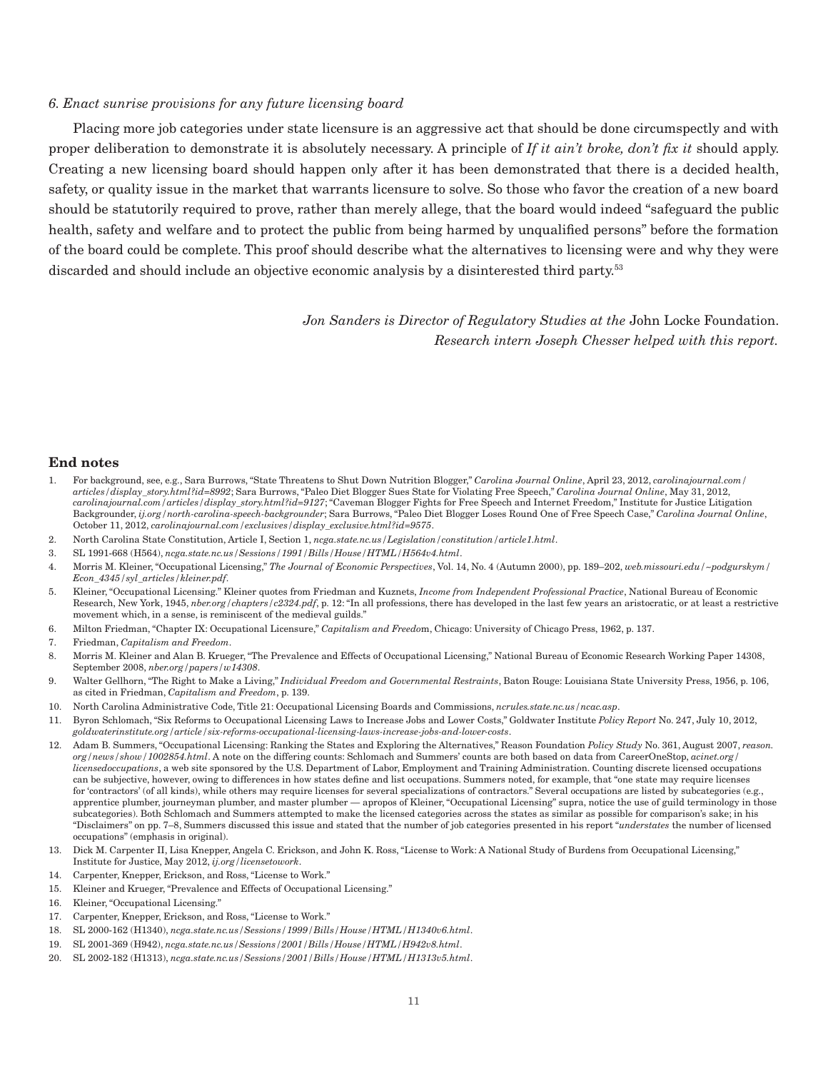*6. Enact sunrise provisions for any future licensing board*

Placing more job categories under state licensure is an aggressive act that should be done circumspectly and with proper deliberation to demonstrate it is absolutely necessary. A principle of *If it ain't broke, don't fix it* should apply. Creating a new licensing board should happen only after it has been demonstrated that there is a decided health, safety, or quality issue in the market that warrants licensure to solve. So those who favor the creation of a new board should be statutorily required to prove, rather than merely allege, that the board would indeed "safeguard the public health, safety and welfare and to protect the public from being harmed by unqualified persons" before the formation of the board could be complete. This proof should describe what the alternatives to licensing were and why they were discarded and should include an objective economic analysis by a disinterested third party.[53]

*Jon Sanders is Director of Regulatory Studies at the* John Locke Foundation.
*Research intern Joseph Chesser helped with this report.*

**End notes**

1. For background, see, e.g., Sara Burrows, "State Threatens to Shut Down Nutrition Blogger," *Carolina Journal Online*, April 23, 2012, *carolinajournal.com/articles/display_story.html?id=8992*; Sara Burrows, "Paleo Diet Blogger Sues State for Violating Free Speech," *Carolina Journal Online*, May 31, 2012, *carolinajournal.com/articles/display_story.html?id=9127*; "Caveman Blogger Fights for Free Speech and Internet Freedom," Institute for Justice Litigation Backgrounder, *ij.org/north-carolina-speech-backgrounder*; Sara Burrows, "Paleo Diet Blogger Loses Round One of Free Speech Case," *Carolina Journal Online*, October 11, 2012, *carolinajournal.com/exclusives/display_exclusive.html?id=9575*.
2. North Carolina State Constitution, Article I, Section 1, *ncga.state.nc.us/Legislation/constitution/article1.html*.
3. SL 1991-668 (H564), *ncga.state.nc.us/Sessions/1991/Bills/House/HTML/H564v4.html*.
4. Morris M. Kleiner, "Occupational Licensing," *The Journal of Economic Perspectives*, Vol. 14, No. 4 (Autumn 2000), pp. 189–202, *web.missouri.edu/~podgurskym/Econ_4345/syl_articles/kleiner.pdf*.
5. Kleiner, "Occupational Licensing." Kleiner quotes from Friedman and Kuznets, *Income from Independent Professional Practice*, National Bureau of Economic Research, New York, 1945, *nber.org/chapters/c2324.pdf*, p. 12: "In all professions, there has developed in the last few years an aristocratic, or at least a restrictive movement which, in a sense, is reminiscent of the medieval guilds."
6. Milton Friedman, "Chapter IX: Occupational Licensure," *Capitalism and Freedom*, Chicago: University of Chicago Press, 1962, p. 137.
7. Friedman, *Capitalism and Freedom*.
8. Morris M. Kleiner and Alan B. Krueger, "The Prevalence and Effects of Occupational Licensing," National Bureau of Economic Research Working Paper 14308, September 2008, *nber.org/papers/w14308*.
9. Walter Gellhorn, "The Right to Make a Living," *Individual Freedom and Governmental Restraints*, Baton Rouge: Louisiana State University Press, 1956, p. 106, as cited in Friedman, *Capitalism and Freedom*, p. 139.
10. North Carolina Administrative Code, Title 21: Occupational Licensing Boards and Commissions, *ncrules.state.nc.us/ncac.asp*.
11. Byron Schlomach, "Six Reforms to Occupational Licensing Laws to Increase Jobs and Lower Costs," Goldwater Institute *Policy Report* No. 247, July 10, 2012, *goldwaterinstitute.org/article/six-reforms-occupational-licensing-laws-increase-jobs-and-lower-costs*.
12. Adam B. Summers, "Occupational Licensing: Ranking the States and Exploring the Alternatives," Reason Foundation *Policy Study* No. 361, August 2007, *reason.org/news/show/1002854.html*. A note on the differing counts: Schlomach and Summers' counts are both based on data from CareerOneStop, *acinet.org/licensedoccupations*, a web site sponsored by the U.S. Department of Labor, Employment and Training Administration. Counting discrete licensed occupations can be subjective, however, owing to differences in how states define and list occupations. Summers noted, for example, that "one state may require licenses for 'contractors' (of all kinds), while others may require licenses for several specializations of contractors." Several occupations are listed by subcategories (e.g., apprentice plumber, journeyman plumber, and master plumber — apropos of Kleiner, "Occupational Licensing" supra, notice the use of guild terminology in those subcategories). Both Schlomach and Summers attempted to make the licensed categories across the states as similar as possible for comparison's sake; in his "Disclaimers" on pp. 7–8, Summers discussed this issue and stated that the number of job categories presented in his report "*understates* the number of licensed occupations" (emphasis in original).
13. Dick M. Carpenter II, Lisa Knepper, Angela C. Erickson, and John K. Ross, "License to Work: A National Study of Burdens from Occupational Licensing," Institute for Justice, May 2012, *ij.org/licensetowork*.
14. Carpenter, Knepper, Erickson, and Ross, "License to Work."
15. Kleiner and Krueger, "Prevalence and Effects of Occupational Licensing."
16. Kleiner, "Occupational Licensing."
17. Carpenter, Knepper, Erickson, and Ross, "License to Work."
18. SL 2000-162 (H1340), *ncga.state.nc.us/Sessions/1999/Bills/House/HTML/H1340v6.html*.
19. SL 2001-369 (H942), *ncga.state.nc.us/Sessions/2001/Bills/House/HTML/H942v8.html*.
20. SL 2002-182 (H1313), *ncga.state.nc.us/Sessions/2001/Bills/House/HTML/H1313v5.html*.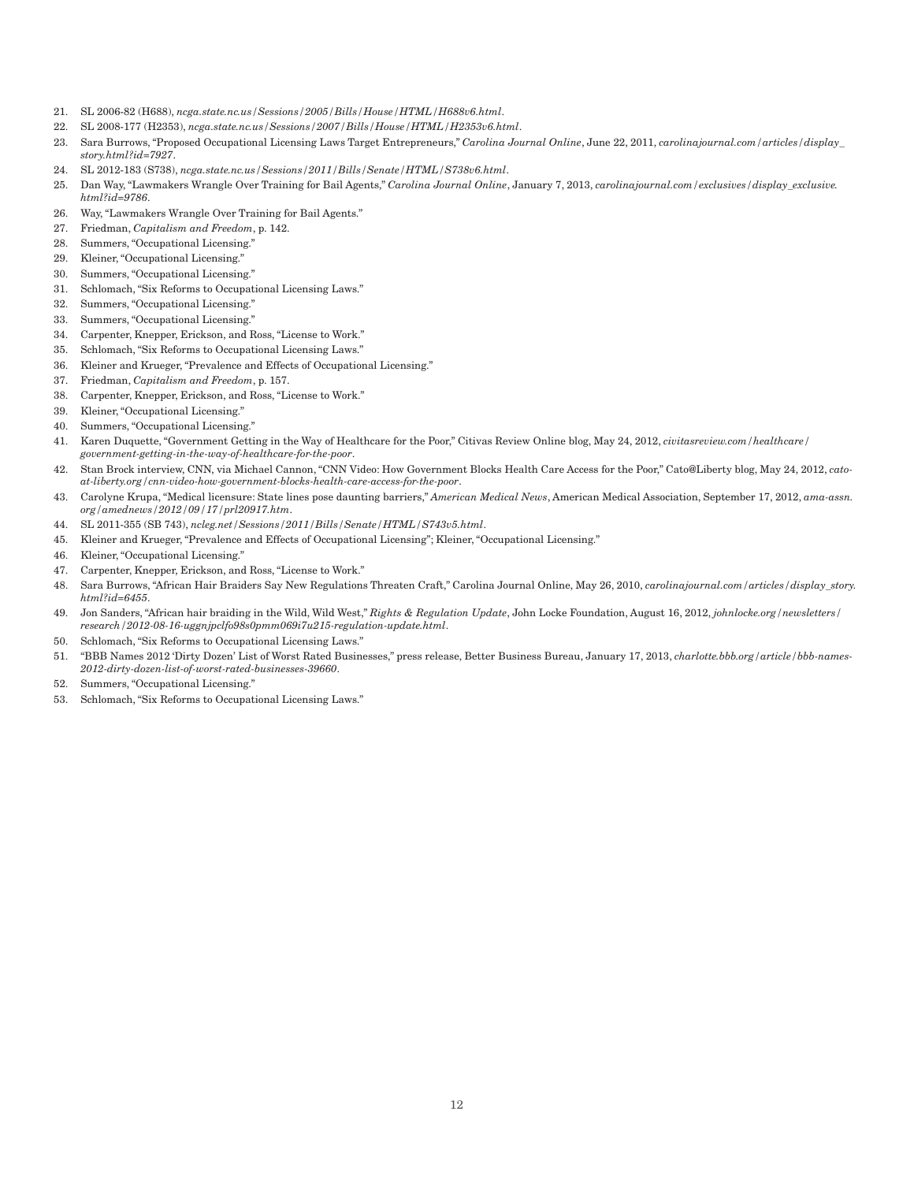21. SL 2006-82 (H688), *ncga.state.nc.us/Sessions/2005/Bills/House/HTML/H688v6.html*.
22. SL 2008-177 (H2353), *ncga.state.nc.us/Sessions/2007/Bills/House/HTML/H2353v6.html*.
23. Sara Burrows, "Proposed Occupational Licensing Laws Target Entrepreneurs," *Carolina Journal Online*, June 22, 2011, *carolinajournal.com/articles/display_story.html?id=7927*.
24. SL 2012-183 (S738), *ncga.state.nc.us/Sessions/2011/Bills/Senate/HTML/S738v6.html*.
25. Dan Way, "Lawmakers Wrangle Over Training for Bail Agents," *Carolina Journal Online*, January 7, 2013, *carolinajournal.com/exclusives/display_exclusive.html?id=9786*.
26. Way, "Lawmakers Wrangle Over Training for Bail Agents."
27. Friedman, *Capitalism and Freedom*, p. 142.
28. Summers, "Occupational Licensing."
29. Kleiner, "Occupational Licensing."
30. Summers, "Occupational Licensing."
31. Schlomach, "Six Reforms to Occupational Licensing Laws."
32. Summers, "Occupational Licensing."
33. Summers, "Occupational Licensing."
34. Carpenter, Knepper, Erickson, and Ross, "License to Work."
35. Schlomach, "Six Reforms to Occupational Licensing Laws."
36. Kleiner and Krueger, "Prevalence and Effects of Occupational Licensing."
37. Friedman, *Capitalism and Freedom*, p. 157.
38. Carpenter, Knepper, Erickson, and Ross, "License to Work."
39. Kleiner, "Occupational Licensing."
40. Summers, "Occupational Licensing."
41. Karen Duquette, "Government Getting in the Way of Healthcare for the Poor," Citivas Review Online blog, May 24, 2012, *civitasreview.com/healthcare/government-getting-in-the-way-of-healthcare-for-the-poor*.
42. Stan Brock interview, CNN, via Michael Cannon, "CNN Video: How Government Blocks Health Care Access for the Poor," Cato@Liberty blog, May 24, 2012, *cato-at-liberty.org/cnn-video-how-government-blocks-health-care-access-for-the-poor*.
43. Carolyne Krupa, "Medical licensure: State lines pose daunting barriers," *American Medical News*, American Medical Association, September 17, 2012, *ama-assn.org/amednews/2012/09/17/prl20917.htm*.
44. SL 2011-355 (SB 743), *ncleg.net/Sessions/2011/Bills/Senate/HTML/S743v5.html*.
45. Kleiner and Krueger, "Prevalence and Effects of Occupational Licensing"; Kleiner, "Occupational Licensing."
46. Kleiner, "Occupational Licensing."
47. Carpenter, Knepper, Erickson, and Ross, "License to Work."
48. Sara Burrows, "African Hair Braiders Say New Regulations Threaten Craft," Carolina Journal Online, May 26, 2010, *carolinajournal.com/articles/display_story.html?id=6455*.
49. Jon Sanders, "African hair braiding in the Wild, Wild West," *Rights & Regulation Update*, John Locke Foundation, August 16, 2012, *johnlocke.org/newsletters/research/2012-08-16-uggnjpclfo98s0pmm069i7u215-regulation-update.html*.
50. Schlomach, "Six Reforms to Occupational Licensing Laws."
51. "BBB Names 2012 'Dirty Dozen' List of Worst Rated Businesses," press release, Better Business Bureau, January 17, 2013, *charlotte.bbb.org/article/bbb-names-2012-dirty-dozen-list-of-worst-rated-businesses-39660*.
52. Summers, "Occupational Licensing."
53. Schlomach, "Six Reforms to Occupational Licensing Laws."